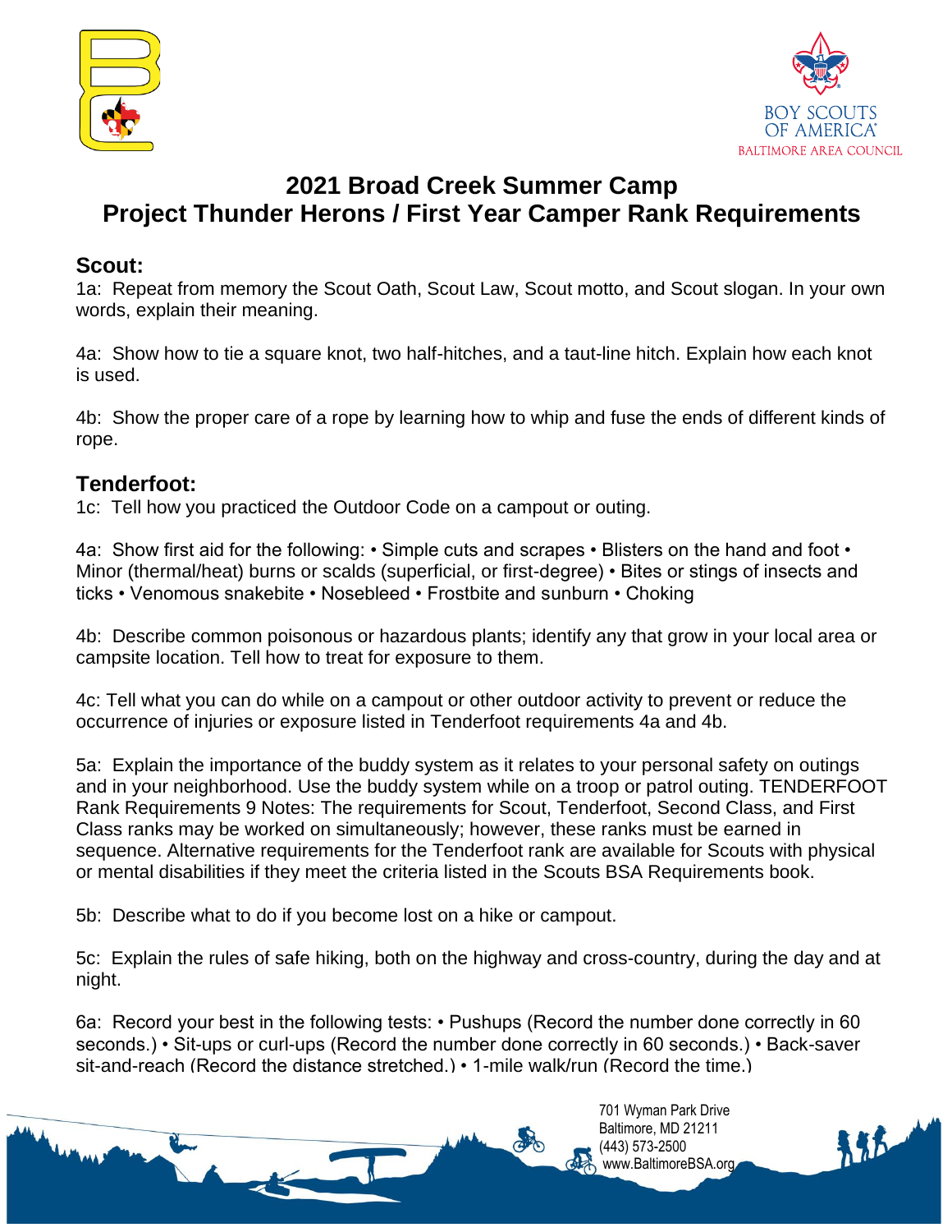# 2021 Broad Creek Summer Camp
# Project Thunder Herons / First Year Camper Rank Requirements

## Scout:

1a: Repeat from memory the Scout Oath, Scout Law, Scout motto, and Scout slogan. In your own words, explain their meaning.

4a: Show how to tie a square knot, two half-hitches, and a taut-line hitch. Explain how each knot is used.

4b: Show the proper care of a rope by learning how to whip and fuse the ends of different kinds of rope.

## Tenderfoot:

1c: Tell how you practiced the Outdoor Code on a campout or outing.

4a: Show first aid for the following: • Simple cuts and scrapes • Blisters on the hand and foot • Minor (thermal/heat) burns or scalds (superficial, or first-degree) • Bites or stings of insects and ticks • Venomous snakebite • Nosebleed • Frostbite and sunburn • Choking

4b: Describe common poisonous or hazardous plants; identify any that grow in your local area or campsite location. Tell how to treat for exposure to them.

4c: Tell what you can do while on a campout or other outdoor activity to prevent or reduce the occurrence of injuries or exposure listed in Tenderfoot requirements 4a and 4b.

5a: Explain the importance of the buddy system as it relates to your personal safety on outings and in your neighborhood. Use the buddy system while on a troop or patrol outing. TENDERFOOT Rank Requirements 9 Notes: The requirements for Scout, Tenderfoot, Second Class, and First Class ranks may be worked on simultaneously; however, these ranks must be earned in sequence. Alternative requirements for the Tenderfoot rank are available for Scouts with physical or mental disabilities if they meet the criteria listed in the Scouts BSA Requirements book.

5b: Describe what to do if you become lost on a hike or campout.

5c: Explain the rules of safe hiking, both on the highway and cross-country, during the day and at night.

6a: Record your best in the following tests: • Pushups (Record the number done correctly in 60 seconds.) • Sit-ups or curl-ups (Record the number done correctly in 60 seconds.) • Back-saver sit-and-reach (Record the distance stretched.) • 1-mile walk/run (Record the time.)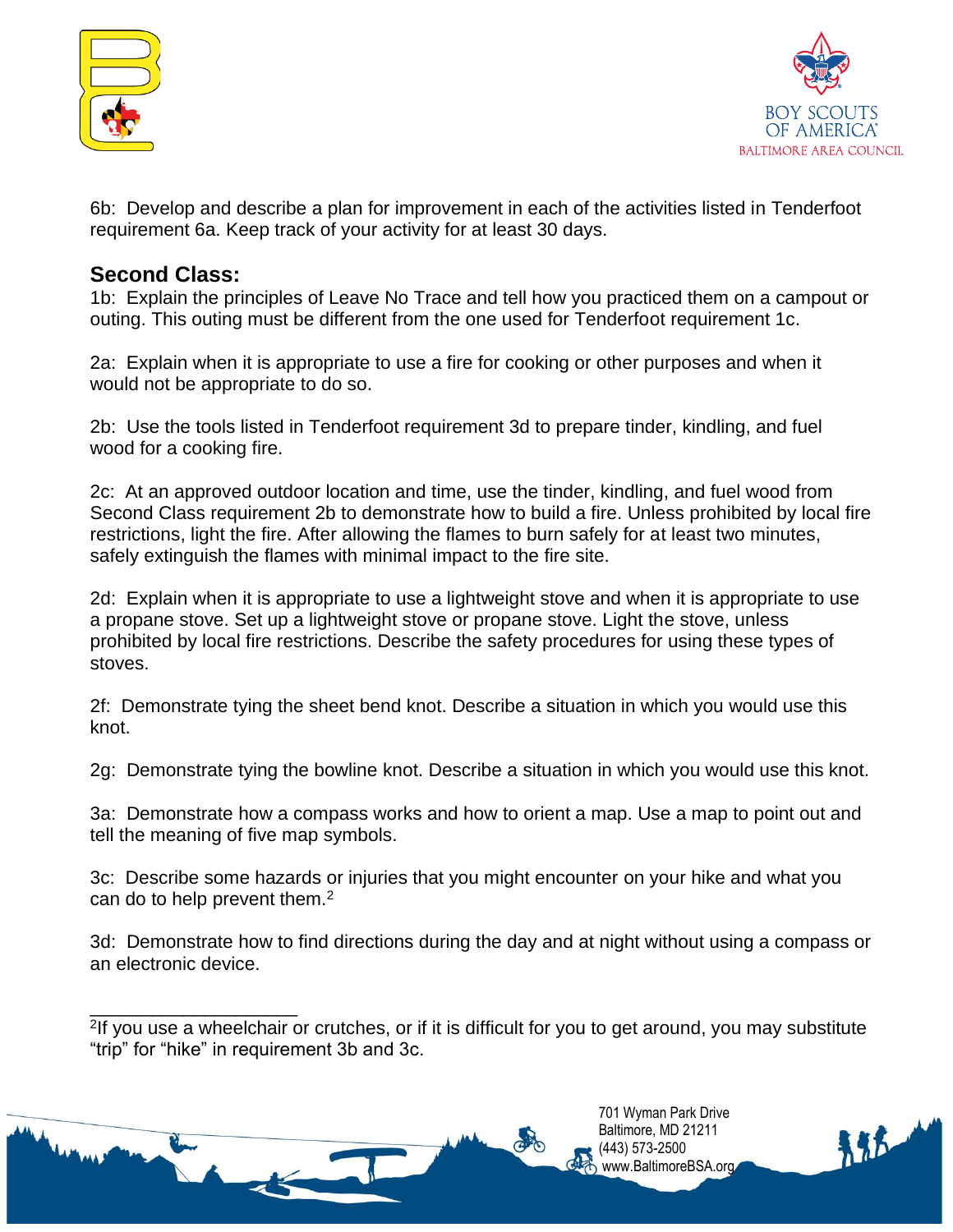6b: Develop and describe a plan for improvement in each of the activities listed in Tenderfoot requirement 6a. Keep track of your activity for at least 30 days.

## Second Class:

1b: Explain the principles of Leave No Trace and tell how you practiced them on a campout or outing. This outing must be different from the one used for Tenderfoot requirement 1c.

2a: Explain when it is appropriate to use a fire for cooking or other purposes and when it would not be appropriate to do so.

2b: Use the tools listed in Tenderfoot requirement 3d to prepare tinder, kindling, and fuel wood for a cooking fire.

2c: At an approved outdoor location and time, use the tinder, kindling, and fuel wood from Second Class requirement 2b to demonstrate how to build a fire. Unless prohibited by local fire restrictions, light the fire. After allowing the flames to burn safely for at least two minutes, safely extinguish the flames with minimal impact to the fire site.

2d: Explain when it is appropriate to use a lightweight stove and when it is appropriate to use a propane stove. Set up a lightweight stove or propane stove. Light the stove, unless prohibited by local fire restrictions. Describe the safety procedures for using these types of stoves.

2f: Demonstrate tying the sheet bend knot. Describe a situation in which you would use this knot.

2g: Demonstrate tying the bowline knot. Describe a situation in which you would use this knot.

3a: Demonstrate how a compass works and how to orient a map. Use a map to point out and tell the meaning of five map symbols.

3c: Describe some hazards or injuries that you might encounter on your hike and what you can do to help prevent them.[2]

3d: Demonstrate how to find directions during the day and at night without using a compass or an electronic device.

---

[2] If you use a wheelchair or crutches, or if it is difficult for you to get around, you may substitute "trip" for "hike" in requirement 3b and 3c.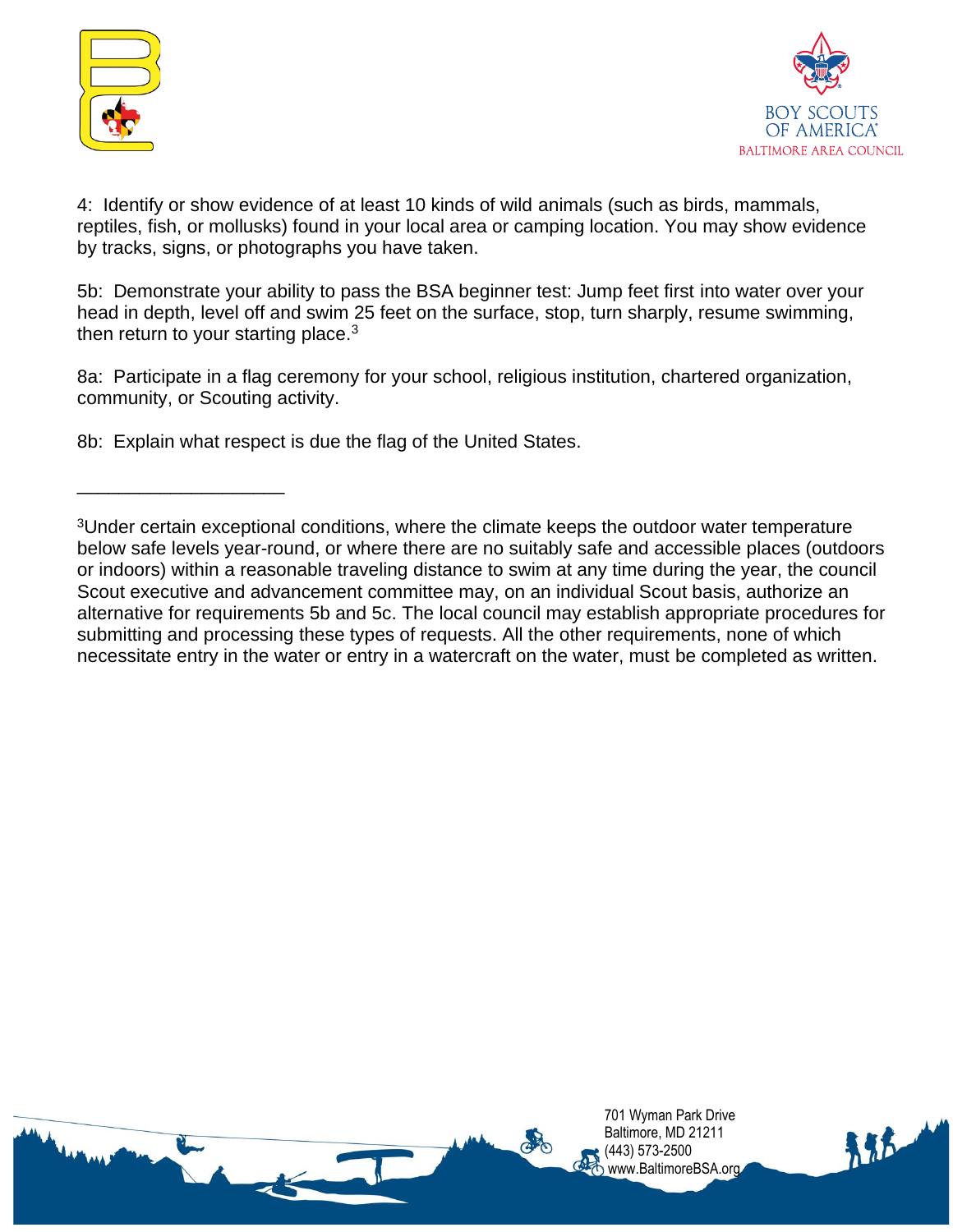4: Identify or show evidence of at least 10 kinds of wild animals (such as birds, mammals, reptiles, fish, or mollusks) found in your local area or camping location. You may show evidence by tracks, signs, or photographs you have taken.

5b: Demonstrate your ability to pass the BSA beginner test: Jump feet first into water over your head in depth, level off and swim 25 feet on the surface, stop, turn sharply, resume swimming, then return to your starting place.[3]

8a: Participate in a flag ceremony for your school, religious institution, chartered organization, community, or Scouting activity.

8b: Explain what respect is due the flag of the United States.

---

[3]Under certain exceptional conditions, where the climate keeps the outdoor water temperature below safe levels year-round, or where there are no suitably safe and accessible places (outdoors or indoors) within a reasonable traveling distance to swim at any time during the year, the council Scout executive and advancement committee may, on an individual Scout basis, authorize an alternative for requirements 5b and 5c. The local council may establish appropriate procedures for submitting and processing these types of requests. All the other requirements, none of which necessitate entry in the water or entry in a watercraft on the water, must be completed as written.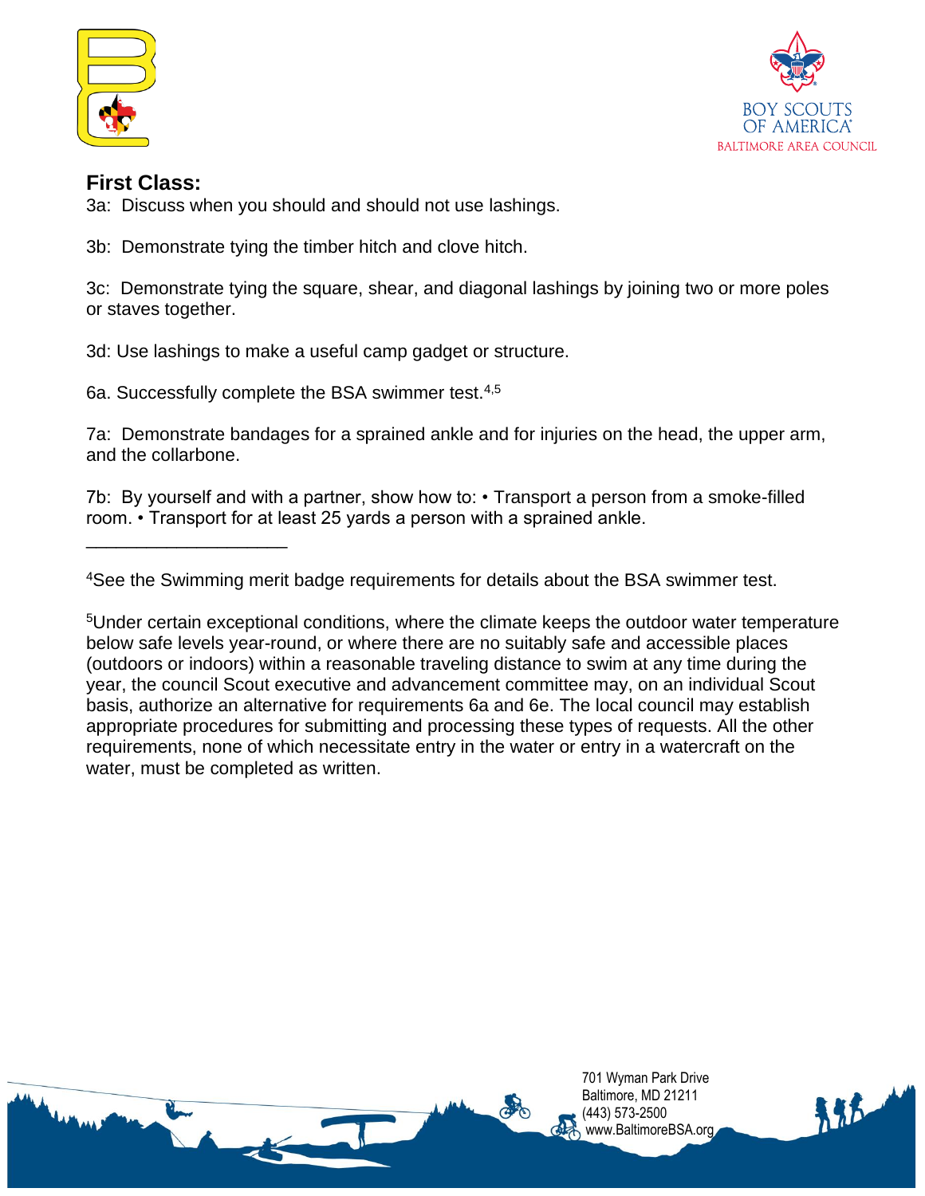## First Class:

3a: Discuss when you should and should not use lashings.

3b: Demonstrate tying the timber hitch and clove hitch.

3c: Demonstrate tying the square, shear, and diagonal lashings by joining two or more poles or staves together.

3d: Use lashings to make a useful camp gadget or structure.

6a. Successfully complete the BSA swimmer test.[4,5]

7a: Demonstrate bandages for a sprained ankle and for injuries on the head, the upper arm, and the collarbone.

7b: By yourself and with a partner, show how to: • Transport a person from a smoke-filled room. • Transport for at least 25 yards a person with a sprained ankle.

---

[4]See the Swimming merit badge requirements for details about the BSA swimmer test.

[5]Under certain exceptional conditions, where the climate keeps the outdoor water temperature below safe levels year-round, or where there are no suitably safe and accessible places (outdoors or indoors) within a reasonable traveling distance to swim at any time during the year, the council Scout executive and advancement committee may, on an individual Scout basis, authorize an alternative for requirements 6a and 6e. The local council may establish appropriate procedures for submitting and processing these types of requests. All the other requirements, none of which necessitate entry in the water or entry in a watercraft on the water, must be completed as written.